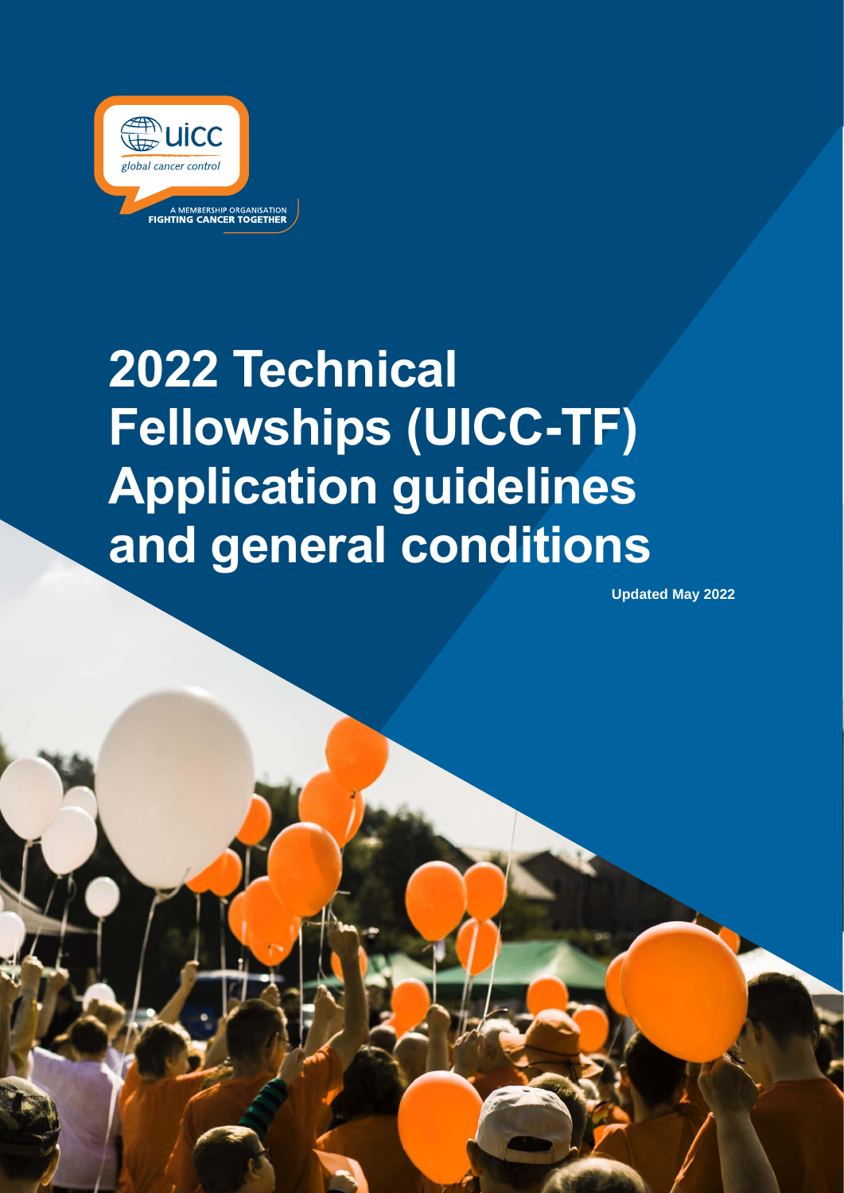uicc

global cancer control

A MEMBERSHIP ORGANISATION
FIGHTING CANCER TOGETHER

# 2022 Technical Fellowships (UICC-TF) Application guidelines and general conditions

**Updated May 2022**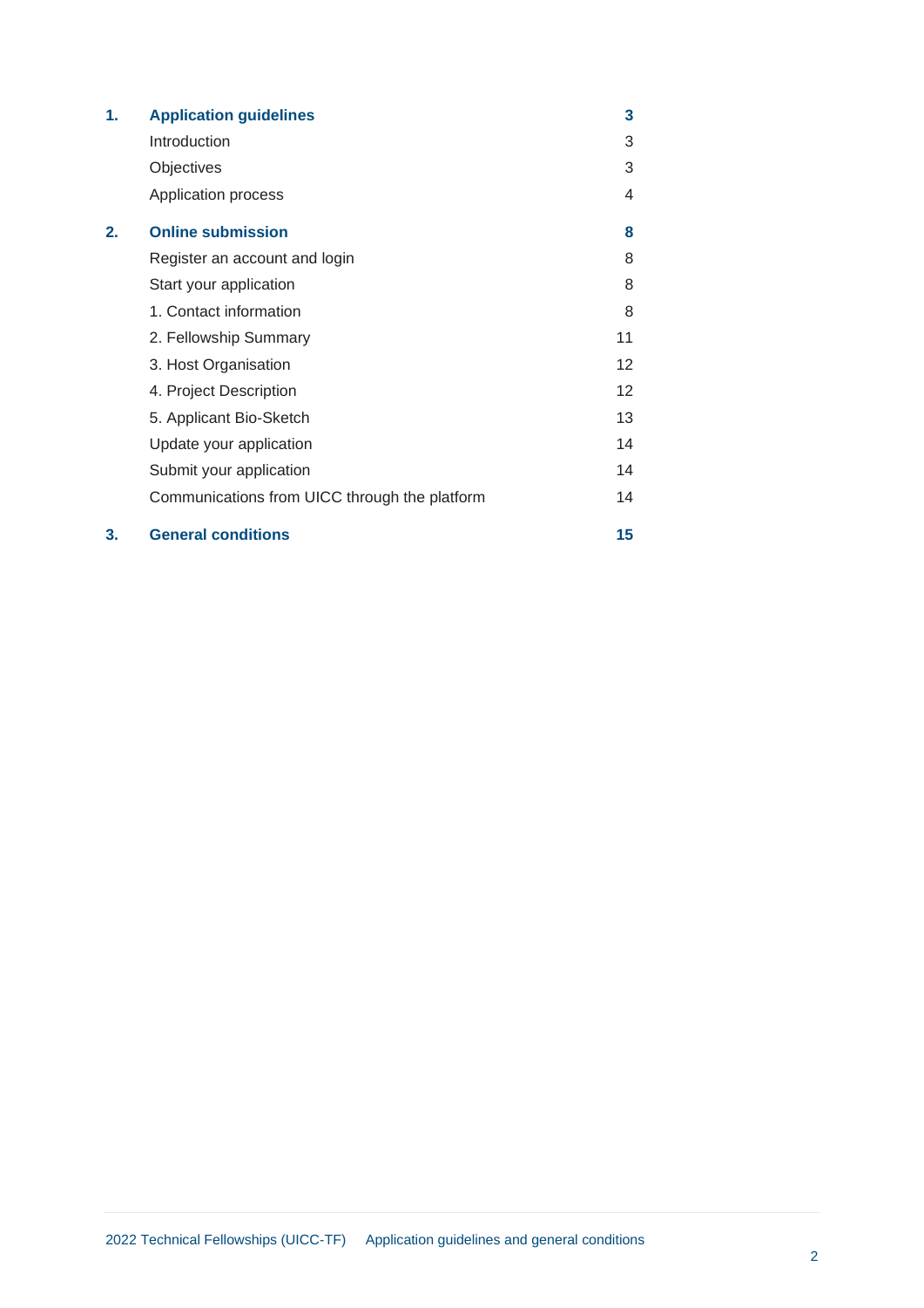| | | |
|---|---|---|
| **1.** | **Application guidelines** | **3** |
| | Introduction | 3 |
| | Objectives | 3 |
| | Application process | 4 |
| **2.** | **Online submission** | **8** |
| | Register an account and login | 8 |
| | Start your application | 8 |
| | 1. Contact information | 8 |
| | 2. Fellowship Summary | 11 |
| | 3. Host Organisation | 12 |
| | 4. Project Description | 12 |
| | 5. Applicant Bio-Sketch | 13 |
| | Update your application | 14 |
| | Submit your application | 14 |
| | Communications from UICC through the platform | 14 |
| **3.** | **General conditions** | **15** |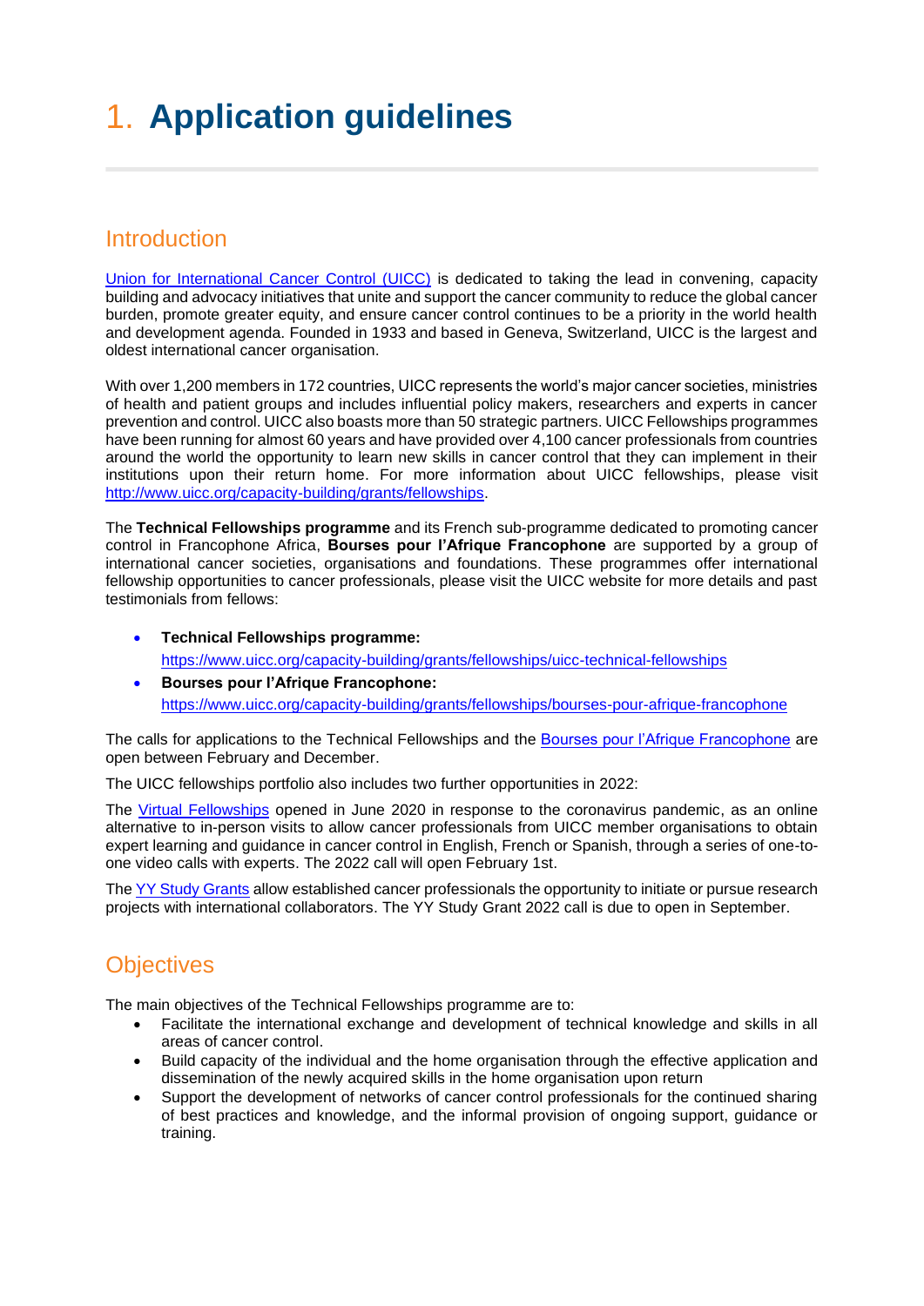# 1. Application guidelines

## Introduction

[Union for International Cancer Control (UICC)](https://www.uicc.org) is dedicated to taking the lead in convening, capacity building and advocacy initiatives that unite and support the cancer community to reduce the global cancer burden, promote greater equity, and ensure cancer control continues to be a priority in the world health and development agenda. Founded in 1933 and based in Geneva, Switzerland, UICC is the largest and oldest international cancer organisation.

With over 1,200 members in 172 countries, UICC represents the world's major cancer societies, ministries of health and patient groups and includes influential policy makers, researchers and experts in cancer prevention and control. UICC also boasts more than 50 strategic partners. UICC Fellowships programmes have been running for almost 60 years and have provided over 4,100 cancer professionals from countries around the world the opportunity to learn new skills in cancer control that they can implement in their institutions upon their return home. For more information about UICC fellowships, please visit http://www.uicc.org/capacity-building/grants/fellowships.

The **Technical Fellowships programme** and its French sub-programme dedicated to promoting cancer control in Francophone Africa, **Bourses pour l'Afrique Francophone** are supported by a group of international cancer societies, organisations and foundations. These programmes offer international fellowship opportunities to cancer professionals, please visit the UICC website for more details and past testimonials from fellows:

- **Technical Fellowships programme:**
  https://www.uicc.org/capacity-building/grants/fellowships/uicc-technical-fellowships
- **Bourses pour l'Afrique Francophone:**
  https://www.uicc.org/capacity-building/grants/fellowships/bourses-pour-afrique-francophone

The calls for applications to the Technical Fellowships and the Bourses pour l'Afrique Francophone are open between February and December.

The UICC fellowships portfolio also includes two further opportunities in 2022:

The Virtual Fellowships opened in June 2020 in response to the coronavirus pandemic, as an online alternative to in-person visits to allow cancer professionals from UICC member organisations to obtain expert learning and guidance in cancer control in English, French or Spanish, through a series of one-to-one video calls with experts. The 2022 call will open February 1st.

The YY Study Grants allow established cancer professionals the opportunity to initiate or pursue research projects with international collaborators. The YY Study Grant 2022 call is due to open in September.

## Objectives

The main objectives of the Technical Fellowships programme are to:

- Facilitate the international exchange and development of technical knowledge and skills in all areas of cancer control.
- Build capacity of the individual and the home organisation through the effective application and dissemination of the newly acquired skills in the home organisation upon return
- Support the development of networks of cancer control professionals for the continued sharing of best practices and knowledge, and the informal provision of ongoing support, guidance or training.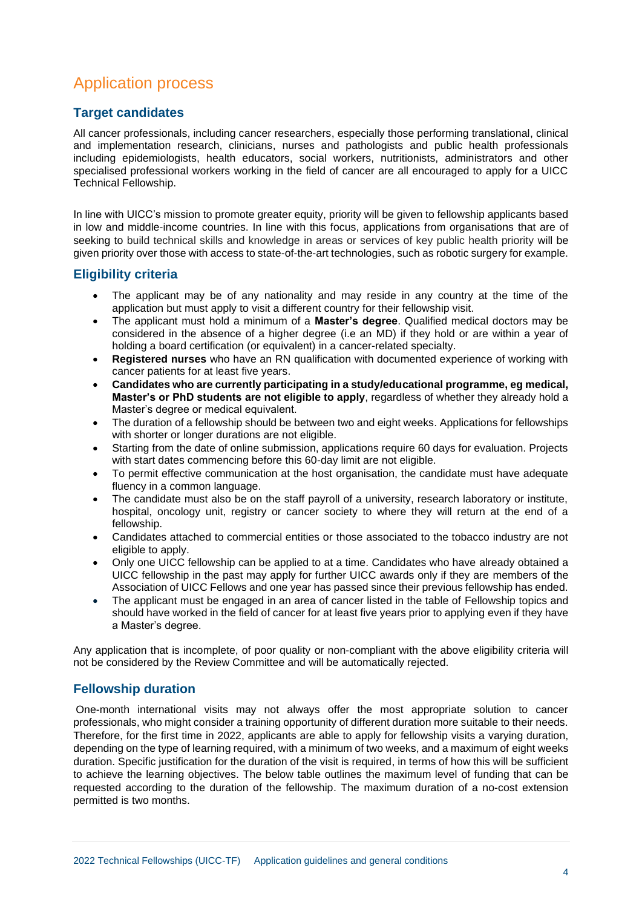# Application process

## Target candidates

All cancer professionals, including cancer researchers, especially those performing translational, clinical and implementation research, clinicians, nurses and pathologists and public health professionals including epidemiologists, health educators, social workers, nutritionists, administrators and other specialised professional workers working in the field of cancer are all encouraged to apply for a UICC Technical Fellowship.

In line with UICC's mission to promote greater equity, priority will be given to fellowship applicants based in low and middle-income countries. In line with this focus, applications from organisations that are of seeking to build technical skills and knowledge in areas or services of key public health priority will be given priority over those with access to state-of-the-art technologies, such as robotic surgery for example.

## Eligibility criteria

- The applicant may be of any nationality and may reside in any country at the time of the application but must apply to visit a different country for their fellowship visit.
- The applicant must hold a minimum of a **Master's degree**. Qualified medical doctors may be considered in the absence of a higher degree (i.e an MD) if they hold or are within a year of holding a board certification (or equivalent) in a cancer-related specialty.
- **Registered nurses** who have an RN qualification with documented experience of working with cancer patients for at least five years.
- **Candidates who are currently participating in a study/educational programme, eg medical, Master's or PhD students are not eligible to apply**, regardless of whether they already hold a Master's degree or medical equivalent.
- The duration of a fellowship should be between two and eight weeks. Applications for fellowships with shorter or longer durations are not eligible.
- Starting from the date of online submission, applications require 60 days for evaluation. Projects with start dates commencing before this 60-day limit are not eligible.
- To permit effective communication at the host organisation, the candidate must have adequate fluency in a common language.
- The candidate must also be on the staff payroll of a university, research laboratory or institute, hospital, oncology unit, registry or cancer society to where they will return at the end of a fellowship.
- Candidates attached to commercial entities or those associated to the tobacco industry are not eligible to apply.
- Only one UICC fellowship can be applied to at a time. Candidates who have already obtained a UICC fellowship in the past may apply for further UICC awards only if they are members of the Association of UICC Fellows and one year has passed since their previous fellowship has ended.
- The applicant must be engaged in an area of cancer listed in the table of Fellowship topics and should have worked in the field of cancer for at least five years prior to applying even if they have a Master's degree.

Any application that is incomplete, of poor quality or non-compliant with the above eligibility criteria will not be considered by the Review Committee and will be automatically rejected.

## Fellowship duration

One-month international visits may not always offer the most appropriate solution to cancer professionals, who might consider a training opportunity of different duration more suitable to their needs. Therefore, for the first time in 2022, applicants are able to apply for fellowship visits a varying duration, depending on the type of learning required, with a minimum of two weeks, and a maximum of eight weeks duration. Specific justification for the duration of the visit is required, in terms of how this will be sufficient to achieve the learning objectives. The below table outlines the maximum level of funding that can be requested according to the duration of the fellowship. The maximum duration of a no-cost extension permitted is two months.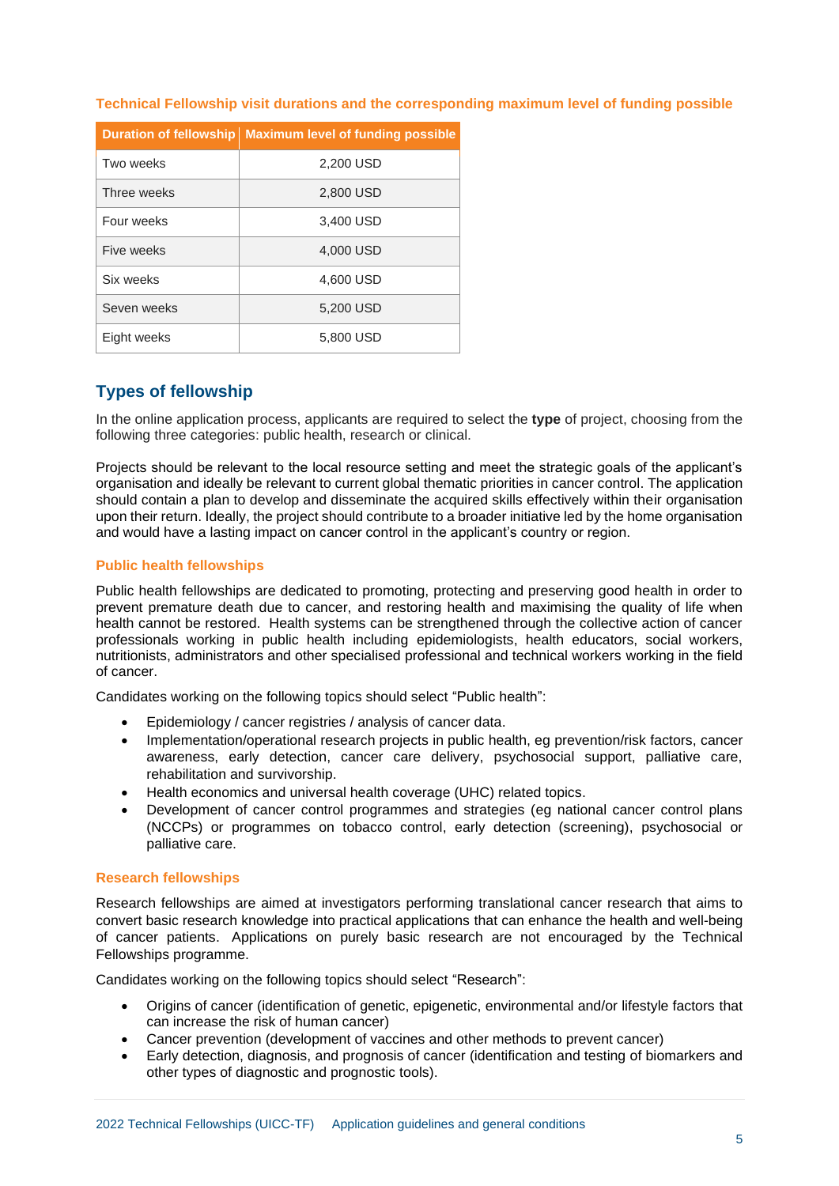**Technical Fellowship visit durations and the corresponding maximum level of funding possible**

| Duration of fellowship | Maximum level of funding possible |
|---|---|
| Two weeks | 2,200 USD |
| Three weeks | 2,800 USD |
| Four weeks | 3,400 USD |
| Five weeks | 4,000 USD |
| Six weeks | 4,600 USD |
| Seven weeks | 5,200 USD |
| Eight weeks | 5,800 USD |

## Types of fellowship

In the online application process, applicants are required to select the **type** of project, choosing from the following three categories: public health, research or clinical.

Projects should be relevant to the local resource setting and meet the strategic goals of the applicant's organisation and ideally be relevant to current global thematic priorities in cancer control. The application should contain a plan to develop and disseminate the acquired skills effectively within their organisation upon their return. Ideally, the project should contribute to a broader initiative led by the home organisation and would have a lasting impact on cancer control in the applicant's country or region.

### Public health fellowships

Public health fellowships are dedicated to promoting, protecting and preserving good health in order to prevent premature death due to cancer, and restoring health and maximising the quality of life when health cannot be restored. Health systems can be strengthened through the collective action of cancer professionals working in public health including epidemiologists, health educators, social workers, nutritionists, administrators and other specialised professional and technical workers working in the field of cancer.

Candidates working on the following topics should select "Public health":

- Epidemiology / cancer registries / analysis of cancer data.
- Implementation/operational research projects in public health, eg prevention/risk factors, cancer awareness, early detection, cancer care delivery, psychosocial support, palliative care, rehabilitation and survivorship.
- Health economics and universal health coverage (UHC) related topics.
- Development of cancer control programmes and strategies (eg national cancer control plans (NCCPs) or programmes on tobacco control, early detection (screening), psychosocial or palliative care.

### Research fellowships

Research fellowships are aimed at investigators performing translational cancer research that aims to convert basic research knowledge into practical applications that can enhance the health and well-being of cancer patients. Applications on purely basic research are not encouraged by the Technical Fellowships programme.

Candidates working on the following topics should select "Research":

- Origins of cancer (identification of genetic, epigenetic, environmental and/or lifestyle factors that can increase the risk of human cancer)
- Cancer prevention (development of vaccines and other methods to prevent cancer)
- Early detection, diagnosis, and prognosis of cancer (identification and testing of biomarkers and other types of diagnostic and prognostic tools).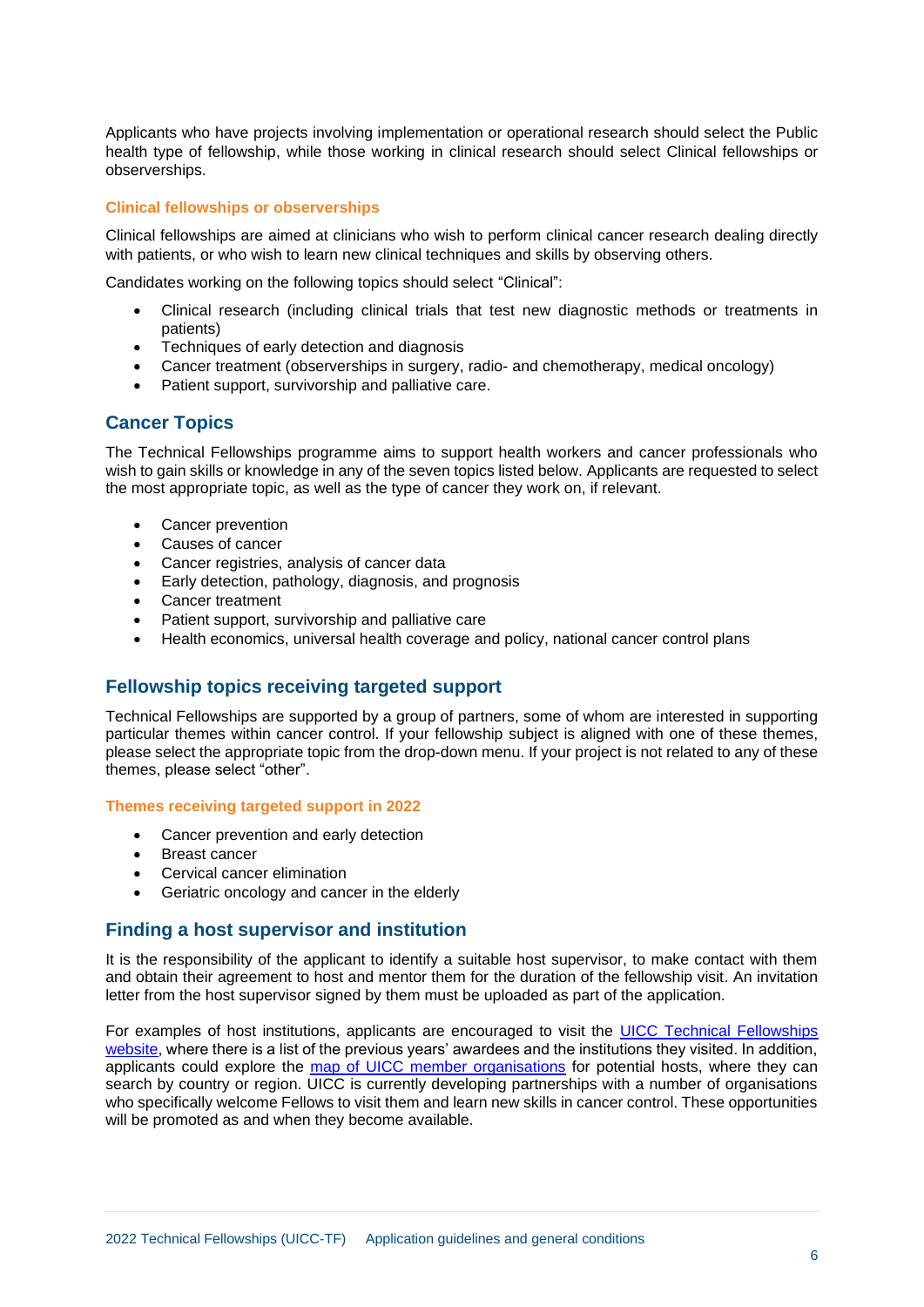Applicants who have projects involving implementation or operational research should select the Public health type of fellowship, while those working in clinical research should select Clinical fellowships or observerships.

### Clinical fellowships or observerships

Clinical fellowships are aimed at clinicians who wish to perform clinical cancer research dealing directly with patients, or who wish to learn new clinical techniques and skills by observing others.

Candidates working on the following topics should select “Clinical”:

- Clinical research (including clinical trials that test new diagnostic methods or treatments in patients)
- Techniques of early detection and diagnosis
- Cancer treatment (observerships in surgery, radio- and chemotherapy, medical oncology)
- Patient support, survivorship and palliative care.

## Cancer Topics

The Technical Fellowships programme aims to support health workers and cancer professionals who wish to gain skills or knowledge in any of the seven topics listed below. Applicants are requested to select the most appropriate topic, as well as the type of cancer they work on, if relevant.

- Cancer prevention
- Causes of cancer
- Cancer registries, analysis of cancer data
- Early detection, pathology, diagnosis, and prognosis
- Cancer treatment
- Patient support, survivorship and palliative care
- Health economics, universal health coverage and policy, national cancer control plans

## Fellowship topics receiving targeted support

Technical Fellowships are supported by a group of partners, some of whom are interested in supporting particular themes within cancer control. If your fellowship subject is aligned with one of these themes, please select the appropriate topic from the drop-down menu. If your project is not related to any of these themes, please select “other”.

### Themes receiving targeted support in 2022

- Cancer prevention and early detection
- Breast cancer
- Cervical cancer elimination
- Geriatric oncology and cancer in the elderly

## Finding a host supervisor and institution

It is the responsibility of the applicant to identify a suitable host supervisor, to make contact with them and obtain their agreement to host and mentor them for the duration of the fellowship visit. An invitation letter from the host supervisor signed by them must be uploaded as part of the application.

For examples of host institutions, applicants are encouraged to visit the UICC Technical Fellowships website, where there is a list of the previous years’ awardees and the institutions they visited. In addition, applicants could explore the map of UICC member organisations for potential hosts, where they can search by country or region. UICC is currently developing partnerships with a number of organisations who specifically welcome Fellows to visit them and learn new skills in cancer control. These opportunities will be promoted as and when they become available.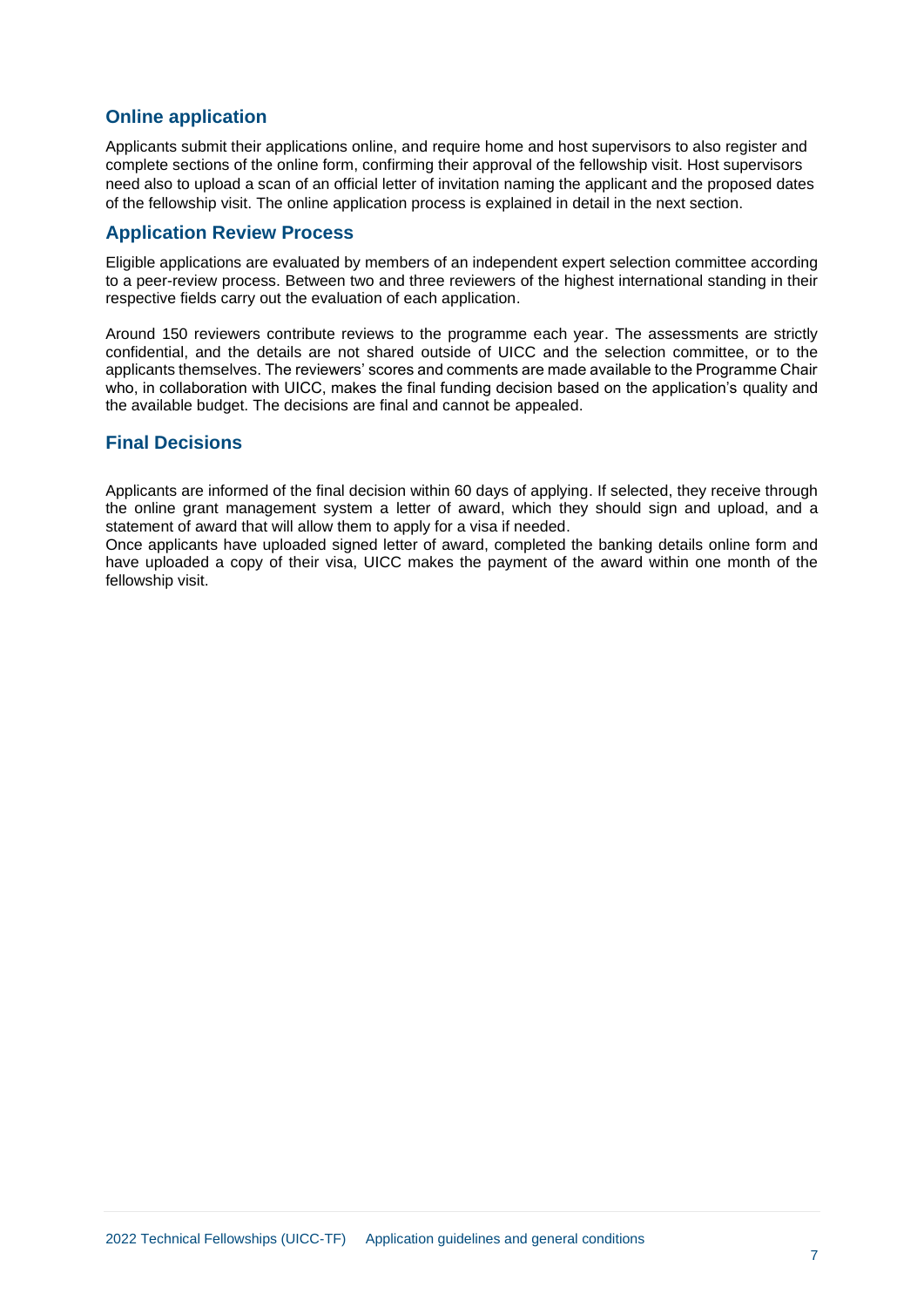## Online application

Applicants submit their applications online, and require home and host supervisors to also register and complete sections of the online form, confirming their approval of the fellowship visit. Host supervisors need also to upload a scan of an official letter of invitation naming the applicant and the proposed dates of the fellowship visit. The online application process is explained in detail in the next section.

## Application Review Process

Eligible applications are evaluated by members of an independent expert selection committee according to a peer-review process. Between two and three reviewers of the highest international standing in their respective fields carry out the evaluation of each application.

Around 150 reviewers contribute reviews to the programme each year. The assessments are strictly confidential, and the details are not shared outside of UICC and the selection committee, or to the applicants themselves. The reviewers' scores and comments are made available to the Programme Chair who, in collaboration with UICC, makes the final funding decision based on the application's quality and the available budget. The decisions are final and cannot be appealed.

## Final Decisions

Applicants are informed of the final decision within 60 days of applying. If selected, they receive through the online grant management system a letter of award, which they should sign and upload, and a statement of award that will allow them to apply for a visa if needed.

Once applicants have uploaded signed letter of award, completed the banking details online form and have uploaded a copy of their visa, UICC makes the payment of the award within one month of the fellowship visit.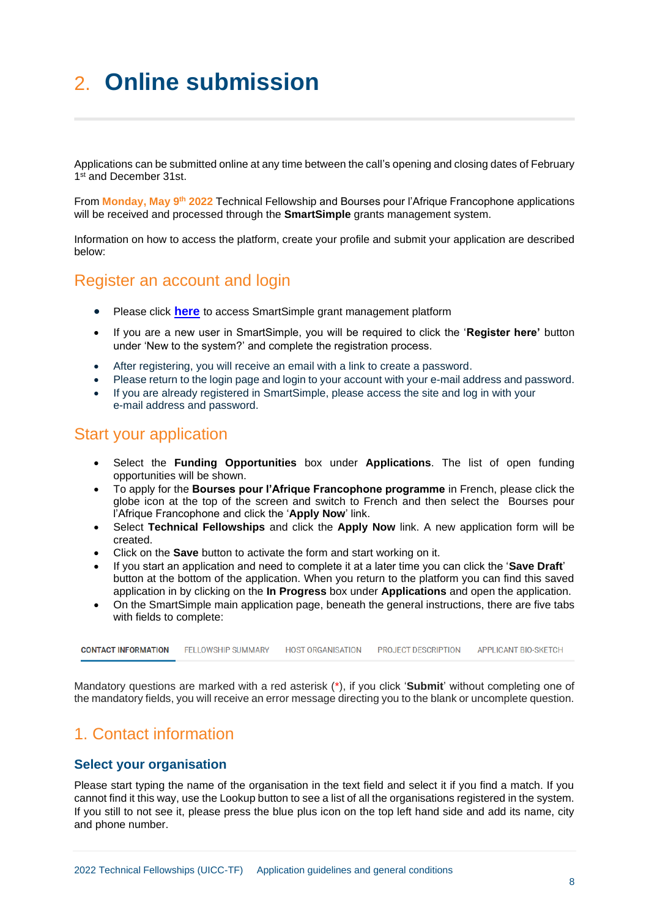# 2. Online submission

Applications can be submitted online at any time between the call's opening and closing dates of February 1st and December 31st.

From **Monday, May 9th 2022** Technical Fellowship and Bourses pour l'Afrique Francophone applications will be received and processed through the **SmartSimple** grants management system.

Information on how to access the platform, create your profile and submit your application are described below:

## Register an account and login

- Please click **here** to access SmartSimple grant management platform
- If you are a new user in SmartSimple, you will be required to click the '**Register here'** button under 'New to the system?' and complete the registration process.
- After registering, you will receive an email with a link to create a password.
- Please return to the login page and login to your account with your e-mail address and password.
- If you are already registered in SmartSimple, please access the site and log in with your e-mail address and password.

## Start your application

- Select the **Funding Opportunities** box under **Applications**. The list of open funding opportunities will be shown.
- To apply for the **Bourses pour l'Afrique Francophone programme** in French, please click the globe icon at the top of the screen and switch to French and then select the Bourses pour l'Afrique Francophone and click the '**Apply Now**' link.
- Select **Technical Fellowships** and click the **Apply Now** link. A new application form will be created.
- Click on the **Save** button to activate the form and start working on it.
- If you start an application and need to complete it at a later time you can click the '**Save Draft**' button at the bottom of the application. When you return to the platform you can find this saved application in by clicking on the **In Progress** box under **Applications** and open the application.
- On the SmartSimple main application page, beneath the general instructions, there are five tabs with fields to complete:

CONTACT INFORMATION | FELLOWSHIP SUMMARY | HOST ORGANISATION | PROJECT DESCRIPTION | APPLICANT BIO-SKETCH

Mandatory questions are marked with a red asterisk (*), if you click '**Submit**' without completing one of the mandatory fields, you will receive an error message directing you to the blank or uncomplete question.

## 1. Contact information

### Select your organisation

Please start typing the name of the organisation in the text field and select it if you find a match. If you cannot find it this way, use the Lookup button to see a list of all the organisations registered in the system. If you still to not see it, please press the blue plus icon on the top left hand side and add its name, city and phone number.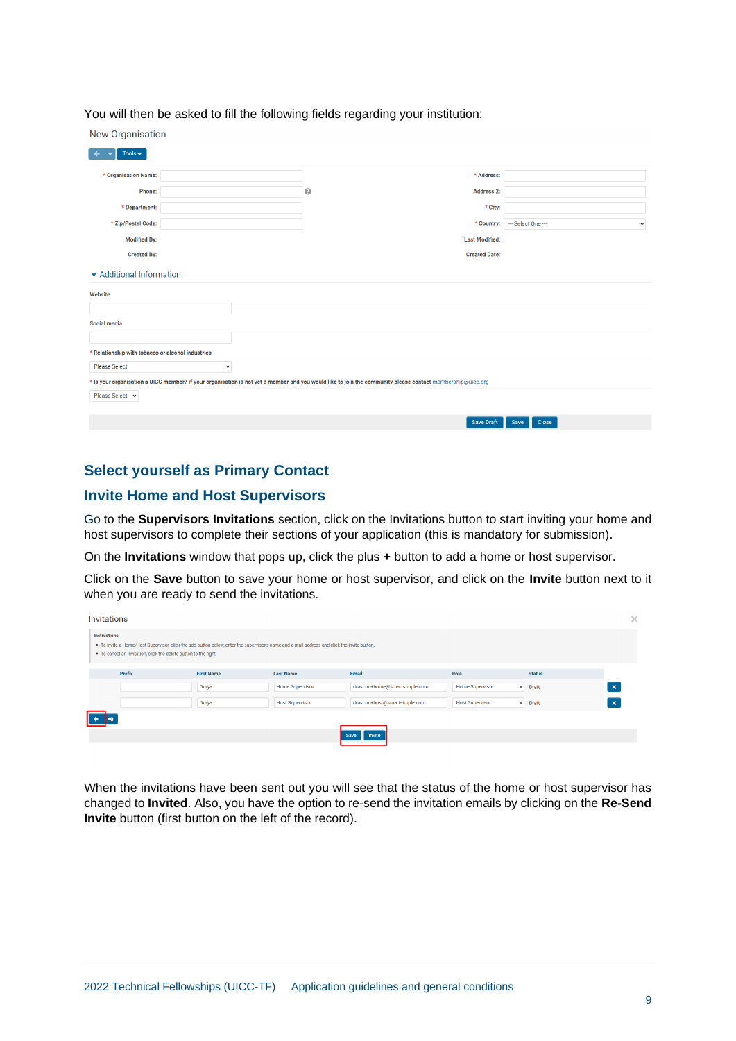You will then be asked to fill the following fields regarding your institution:

New Organisation

| * Organisation Name: | | * Address: | |
|---|---|---|---|
| Phone: | | Address 2: | |
| * Department: | | * City: | |
| * Zip/Postal Code: | | * Country: | — Select One — |
| Modified By: | | Last Modified: | |
| Created By: | | Created Date: | |

Additional Information

Website

Social media

* Relationship with tobacco or alcohol industries

Please Select

* Is your organisation a UICC member? If your organisation is not yet a member and you would like to join the community please contact membership@uicc.org

Please Select

Save Draft | Save | Close

## Select yourself as Primary Contact

## Invite Home and Host Supervisors

Go to the **Supervisors Invitations** section, click on the Invitations button to start inviting your home and host supervisors to complete their sections of your application (this is mandatory for submission).

On the **Invitations** window that pops up, click the plus **+** button to add a home or host supervisor.

Click on the **Save** button to save your home or host supervisor, and click on the **Invite** button next to it when you are ready to send the invitations.

Invitations

Instructions
- To invite a Home/Host Supervisor, click the add button below, enter the supervisor's name and e-mail address and click the invite button.
- To cancel an invitation, click the delete button to the right.

| Prefix | First Name | Last Name | Email | Role | Status |
|---|---|---|---|---|---|
| | Dorya | Home Supervisor | drascon+home@smartsimple.com | Home Supervisor | Draft |
| | Dorya | Host Supervisor | drascon+host@smartsimple.com | Host Supervisor | Draft |

Save | Invite

When the invitations have been sent out you will see that the status of the home or host supervisor has changed to **Invited**. Also, you have the option to re-send the invitation emails by clicking on the **Re-Send Invite** button (first button on the left of the record).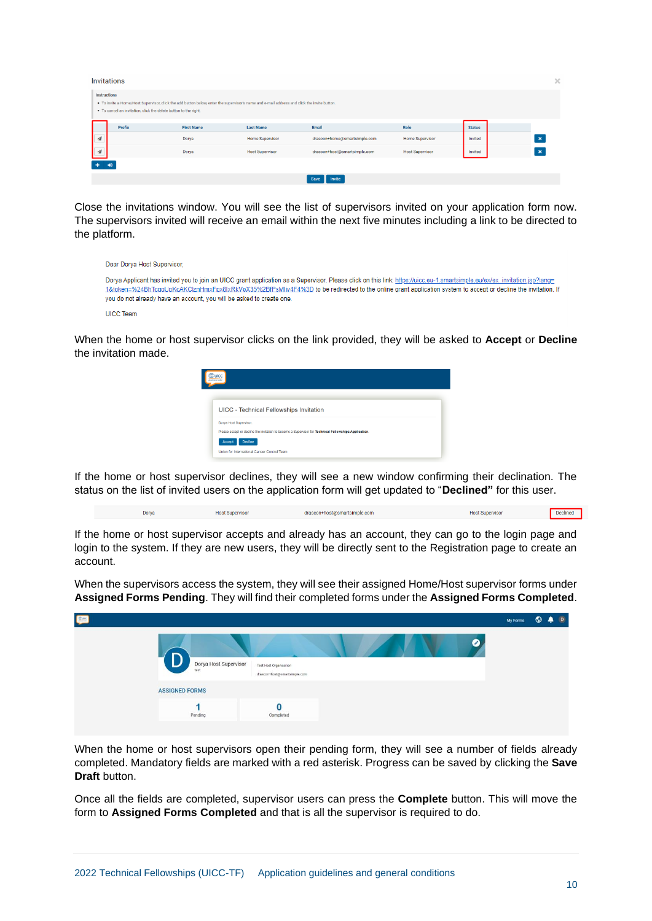Close the invitations window. You will see the list of supervisors invited on your application form now. The supervisors invited will receive an email within the next five minutes including a link to be directed to the platform.

When the home or host supervisor clicks on the link provided, they will be asked to **Accept** or **Decline** the invitation made.

If the home or host supervisor declines, they will see a new window confirming their declination. The status on the list of invited users on the application form will get updated to "**Declined"** for this user.

If the home or host supervisor accepts and already has an account, they can go to the login page and login to the system. If they are new users, they will be directly sent to the Registration page to create an account.

When the supervisors access the system, they will see their assigned Home/Host supervisor forms under **Assigned Forms Pending**. They will find their completed forms under the **Assigned Forms Completed**.

When the home or host supervisors open their pending form, they will see a number of fields already completed. Mandatory fields are marked with a red asterisk. Progress can be saved by clicking the **Save Draft** button.

Once all the fields are completed, supervisor users can press the **Complete** button. This will move the form to **Assigned Forms Completed** and that is all the supervisor is required to do.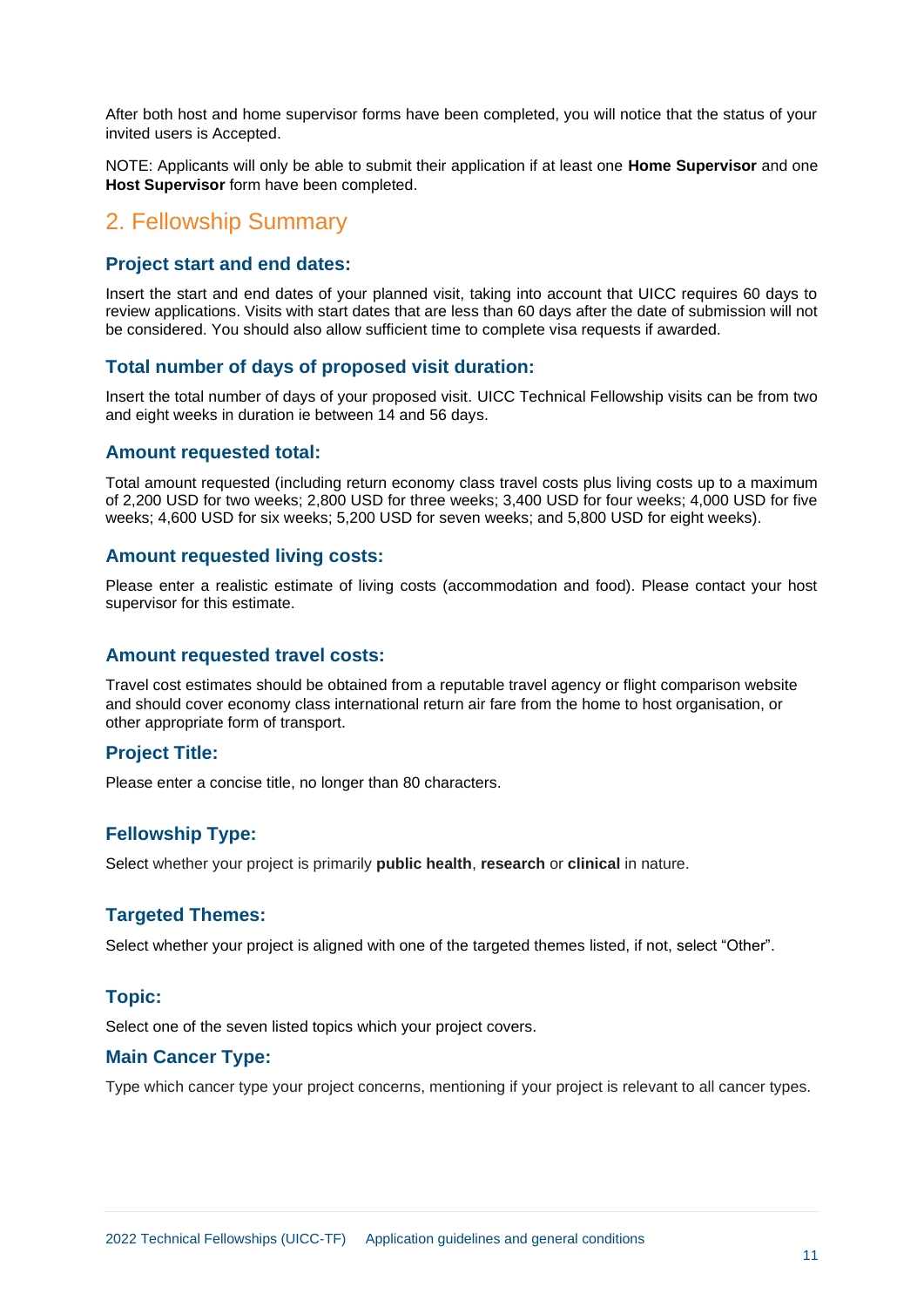After both host and home supervisor forms have been completed, you will notice that the status of your invited users is Accepted.

NOTE: Applicants will only be able to submit their application if at least one **Home Supervisor** and one **Host Supervisor** form have been completed.

## 2. Fellowship Summary

### Project start and end dates:

Insert the start and end dates of your planned visit, taking into account that UICC requires 60 days to review applications. Visits with start dates that are less than 60 days after the date of submission will not be considered. You should also allow sufficient time to complete visa requests if awarded.

### Total number of days of proposed visit duration:

Insert the total number of days of your proposed visit. UICC Technical Fellowship visits can be from two and eight weeks in duration ie between 14 and 56 days.

### Amount requested total:

Total amount requested (including return economy class travel costs plus living costs up to a maximum of 2,200 USD for two weeks; 2,800 USD for three weeks; 3,400 USD for four weeks; 4,000 USD for five weeks; 4,600 USD for six weeks; 5,200 USD for seven weeks; and 5,800 USD for eight weeks).

### Amount requested living costs:

Please enter a realistic estimate of living costs (accommodation and food). Please contact your host supervisor for this estimate.

### Amount requested travel costs:

Travel cost estimates should be obtained from a reputable travel agency or flight comparison website and should cover economy class international return air fare from the home to host organisation, or other appropriate form of transport.

### Project Title:

Please enter a concise title, no longer than 80 characters.

### Fellowship Type:

Select whether your project is primarily **public health**, **research** or **clinical** in nature.

### Targeted Themes:

Select whether your project is aligned with one of the targeted themes listed, if not, select "Other".

### Topic:

Select one of the seven listed topics which your project covers.

### Main Cancer Type:

Type which cancer type your project concerns, mentioning if your project is relevant to all cancer types.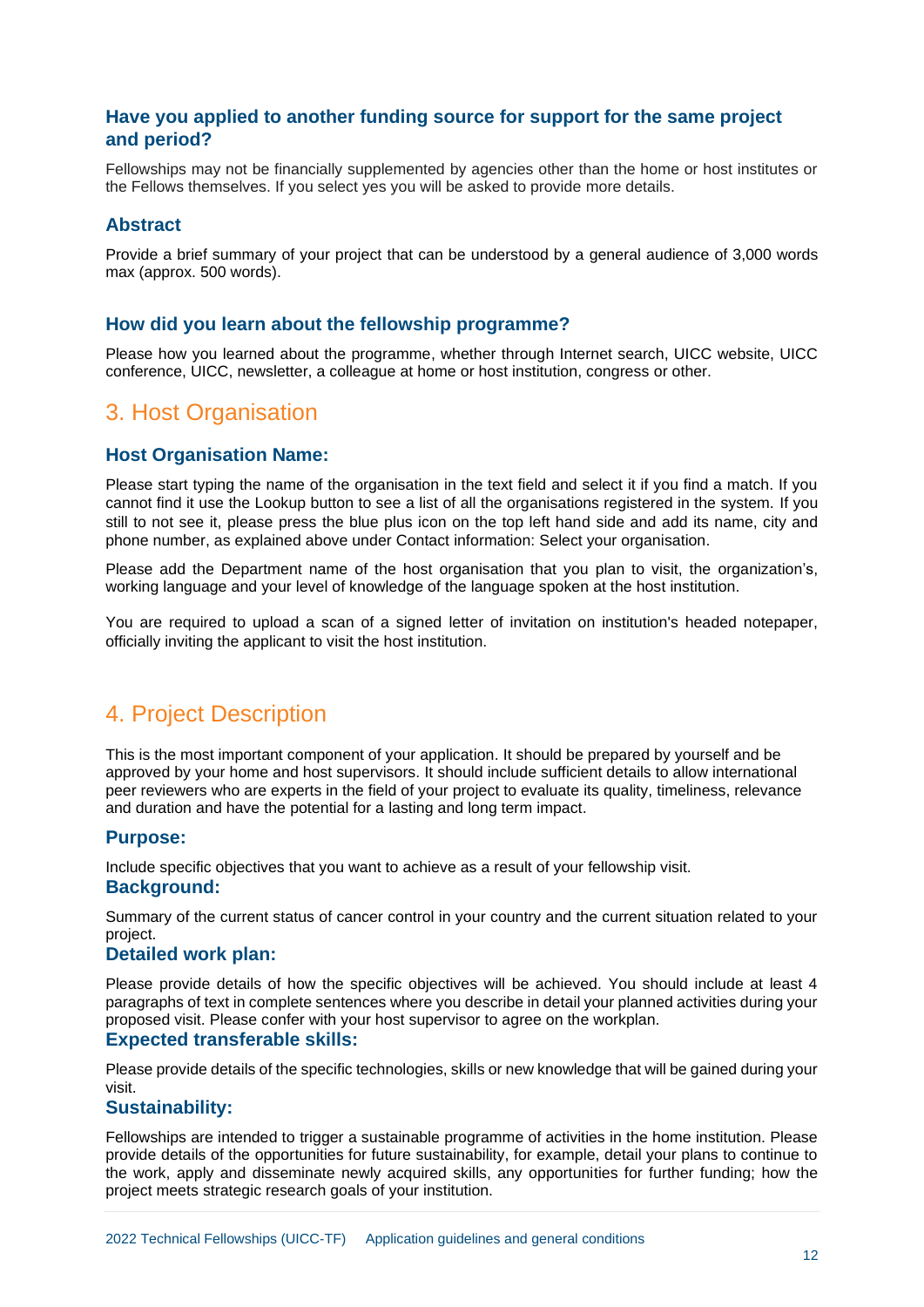### Have you applied to another funding source for support for the same project and period?

Fellowships may not be financially supplemented by agencies other than the home or host institutes or the Fellows themselves. If you select yes you will be asked to provide more details.

### Abstract

Provide a brief summary of your project that can be understood by a general audience of 3,000 words max (approx. 500 words).

### How did you learn about the fellowship programme?

Please how you learned about the programme, whether through Internet search, UICC website, UICC conference, UICC, newsletter, a colleague at home or host institution, congress or other.

## 3. Host Organisation

### Host Organisation Name:

Please start typing the name of the organisation in the text field and select it if you find a match. If you cannot find it use the Lookup button to see a list of all the organisations registered in the system. If you still to not see it, please press the blue plus icon on the top left hand side and add its name, city and phone number, as explained above under Contact information: Select your organisation.

Please add the Department name of the host organisation that you plan to visit, the organization's, working language and your level of knowledge of the language spoken at the host institution.

You are required to upload a scan of a signed letter of invitation on institution's headed notepaper, officially inviting the applicant to visit the host institution.

## 4. Project Description

This is the most important component of your application. It should be prepared by yourself and be approved by your home and host supervisors. It should include sufficient details to allow international peer reviewers who are experts in the field of your project to evaluate its quality, timeliness, relevance and duration and have the potential for a lasting and long term impact.

### Purpose:

Include specific objectives that you want to achieve as a result of your fellowship visit.

### Background:

Summary of the current status of cancer control in your country and the current situation related to your project.

### Detailed work plan:

Please provide details of how the specific objectives will be achieved. You should include at least 4 paragraphs of text in complete sentences where you describe in detail your planned activities during your proposed visit. Please confer with your host supervisor to agree on the workplan.

### Expected transferable skills:

Please provide details of the specific technologies, skills or new knowledge that will be gained during your visit.

### Sustainability:

Fellowships are intended to trigger a sustainable programme of activities in the home institution. Please provide details of the opportunities for future sustainability, for example, detail your plans to continue to the work, apply and disseminate newly acquired skills, any opportunities for further funding; how the project meets strategic research goals of your institution.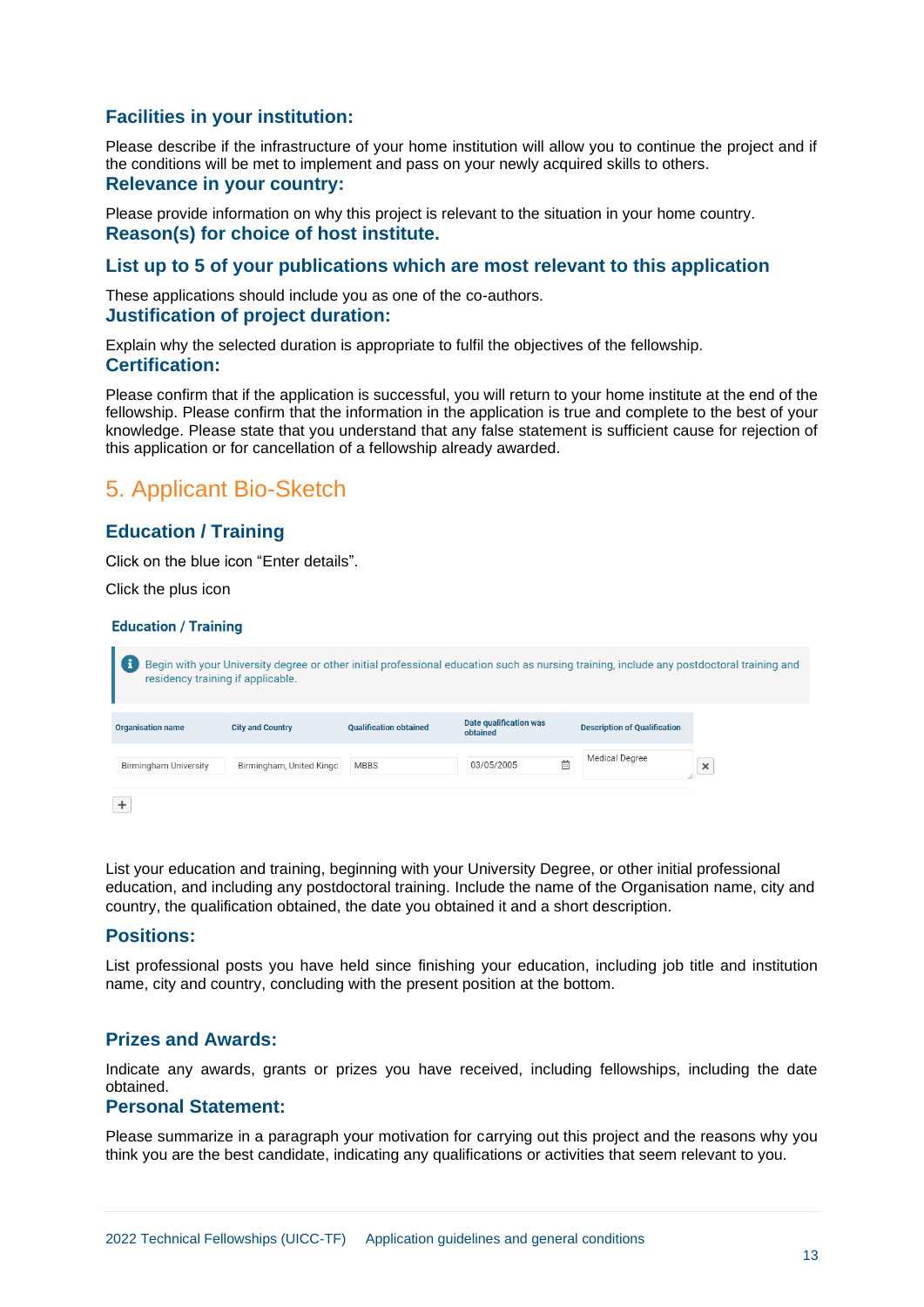### Facilities in your institution:

Please describe if the infrastructure of your home institution will allow you to continue the project and if the conditions will be met to implement and pass on your newly acquired skills to others.

### Relevance in your country:

Please provide information on why this project is relevant to the situation in your home country.

### Reason(s) for choice of host institute.

### List up to 5 of your publications which are most relevant to this application

These applications should include you as one of the co-authors.

### Justification of project duration:

Explain why the selected duration is appropriate to fulfil the objectives of the fellowship.

### Certification:

Please confirm that if the application is successful, you will return to your home institute at the end of the fellowship. Please confirm that the information in the application is true and complete to the best of your knowledge. Please state that you understand that any false statement is sufficient cause for rejection of this application or for cancellation of a fellowship already awarded.

## 5. Applicant Bio-Sketch

### Education / Training

Click on the blue icon "Enter details".

Click the plus icon

**Education / Training**

Begin with your University degree or other initial professional education such as nursing training, include any postdoctoral training and residency training if applicable.

| Organisation name | City and Country | Qualification obtained | Date qualification was obtained | Description of Qualification |
|---|---|---|---|---|
| Birmingham University | Birmingham, United Kingd | MBBS | 03/05/2005 | Medical Degree |

List your education and training, beginning with your University Degree, or other initial professional education, and including any postdoctoral training. Include the name of the Organisation name, city and country, the qualification obtained, the date you obtained it and a short description.

### Positions:

List professional posts you have held since finishing your education, including job title and institution name, city and country, concluding with the present position at the bottom.

### Prizes and Awards:

Indicate any awards, grants or prizes you have received, including fellowships, including the date obtained.

### Personal Statement:

Please summarize in a paragraph your motivation for carrying out this project and the reasons why you think you are the best candidate, indicating any qualifications or activities that seem relevant to you.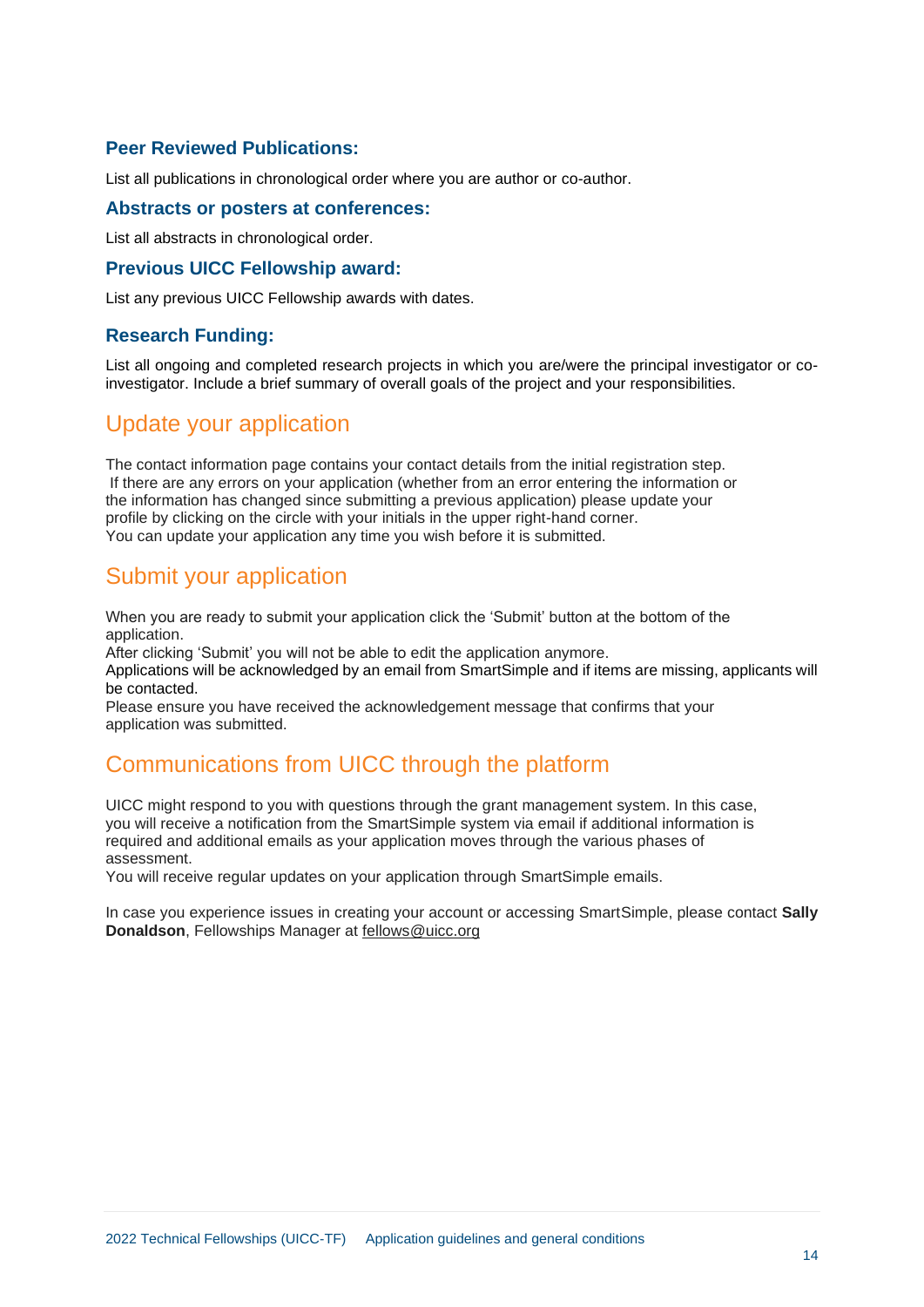### Peer Reviewed Publications:

List all publications in chronological order where you are author or co-author.

### Abstracts or posters at conferences:

List all abstracts in chronological order.

### Previous UICC Fellowship award:

List any previous UICC Fellowship awards with dates.

### Research Funding:

List all ongoing and completed research projects in which you are/were the principal investigator or co-investigator. Include a brief summary of overall goals of the project and your responsibilities.

## Update your application

The contact information page contains your contact details from the initial registration step. If there are any errors on your application (whether from an error entering the information or the information has changed since submitting a previous application) please update your profile by clicking on the circle with your initials in the upper right-hand corner.
You can update your application any time you wish before it is submitted.

## Submit your application

When you are ready to submit your application click the 'Submit' button at the bottom of the application.
After clicking 'Submit' you will not be able to edit the application anymore.
Applications will be acknowledged by an email from SmartSimple and if items are missing, applicants will be contacted.
Please ensure you have received the acknowledgement message that confirms that your application was submitted.

## Communications from UICC through the platform

UICC might respond to you with questions through the grant management system. In this case, you will receive a notification from the SmartSimple system via email if additional information is required and additional emails as your application moves through the various phases of assessment.
You will receive regular updates on your application through SmartSimple emails.

In case you experience issues in creating your account or accessing SmartSimple, please contact **Sally Donaldson**, Fellowships Manager at fellows@uicc.org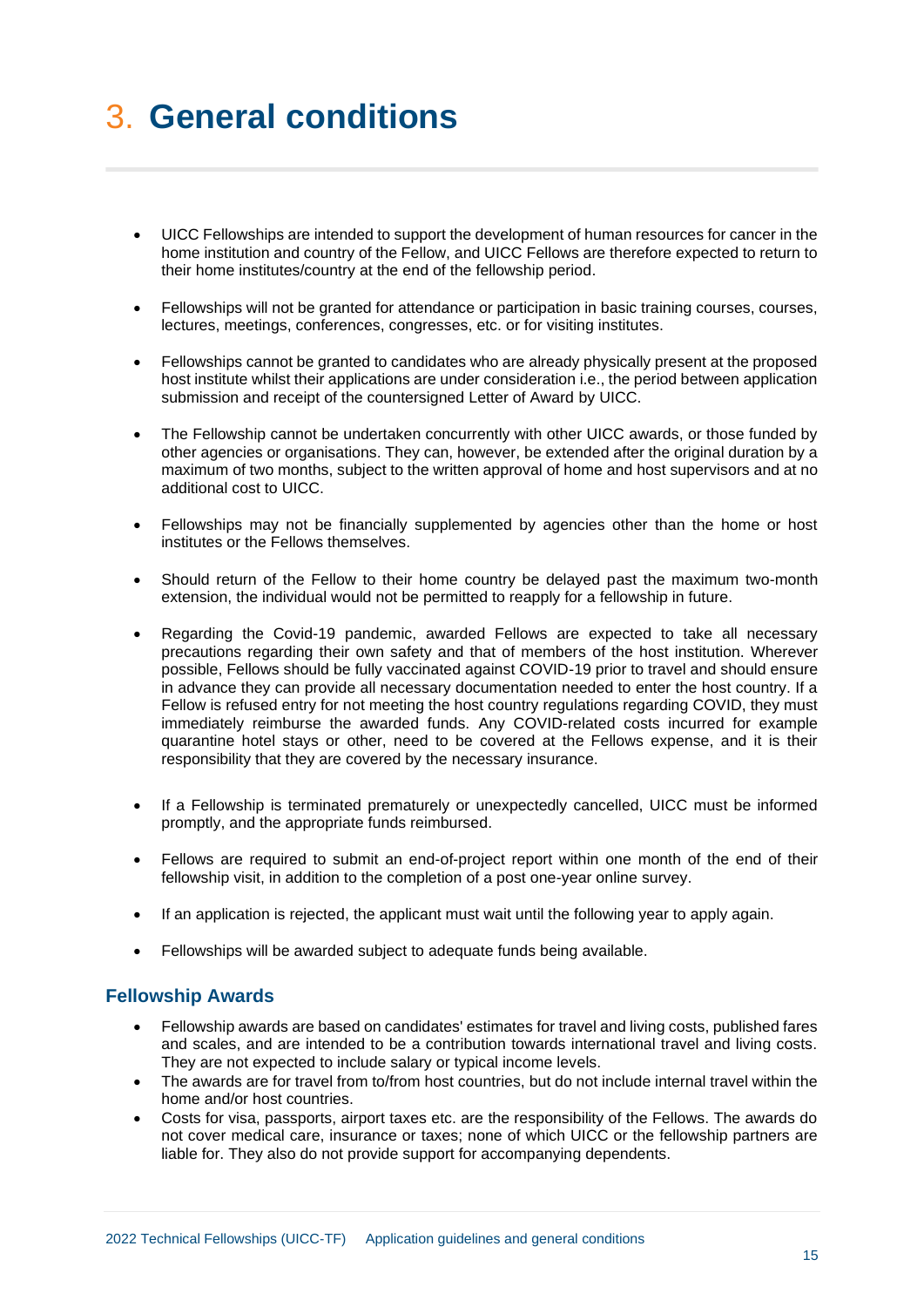# 3. General conditions

- UICC Fellowships are intended to support the development of human resources for cancer in the home institution and country of the Fellow, and UICC Fellows are therefore expected to return to their home institutes/country at the end of the fellowship period.

- Fellowships will not be granted for attendance or participation in basic training courses, courses, lectures, meetings, conferences, congresses, etc. or for visiting institutes.

- Fellowships cannot be granted to candidates who are already physically present at the proposed host institute whilst their applications are under consideration i.e., the period between application submission and receipt of the countersigned Letter of Award by UICC.

- The Fellowship cannot be undertaken concurrently with other UICC awards, or those funded by other agencies or organisations. They can, however, be extended after the original duration by a maximum of two months, subject to the written approval of home and host supervisors and at no additional cost to UICC.

- Fellowships may not be financially supplemented by agencies other than the home or host institutes or the Fellows themselves.

- Should return of the Fellow to their home country be delayed past the maximum two-month extension, the individual would not be permitted to reapply for a fellowship in future.

- Regarding the Covid-19 pandemic, awarded Fellows are expected to take all necessary precautions regarding their own safety and that of members of the host institution. Wherever possible, Fellows should be fully vaccinated against COVID-19 prior to travel and should ensure in advance they can provide all necessary documentation needed to enter the host country. If a Fellow is refused entry for not meeting the host country regulations regarding COVID, they must immediately reimburse the awarded funds. Any COVID-related costs incurred for example quarantine hotel stays or other, need to be covered at the Fellows expense, and it is their responsibility that they are covered by the necessary insurance.

- If a Fellowship is terminated prematurely or unexpectedly cancelled, UICC must be informed promptly, and the appropriate funds reimbursed.

- Fellows are required to submit an end-of-project report within one month of the end of their fellowship visit, in addition to the completion of a post one-year online survey.

- If an application is rejected, the applicant must wait until the following year to apply again.

- Fellowships will be awarded subject to adequate funds being available.

## Fellowship Awards

- Fellowship awards are based on candidates' estimates for travel and living costs, published fares and scales, and are intended to be a contribution towards international travel and living costs. They are not expected to include salary or typical income levels.
- The awards are for travel from to/from host countries, but do not include internal travel within the home and/or host countries.
- Costs for visa, passports, airport taxes etc. are the responsibility of the Fellows. The awards do not cover medical care, insurance or taxes; none of which UICC or the fellowship partners are liable for. They also do not provide support for accompanying dependents.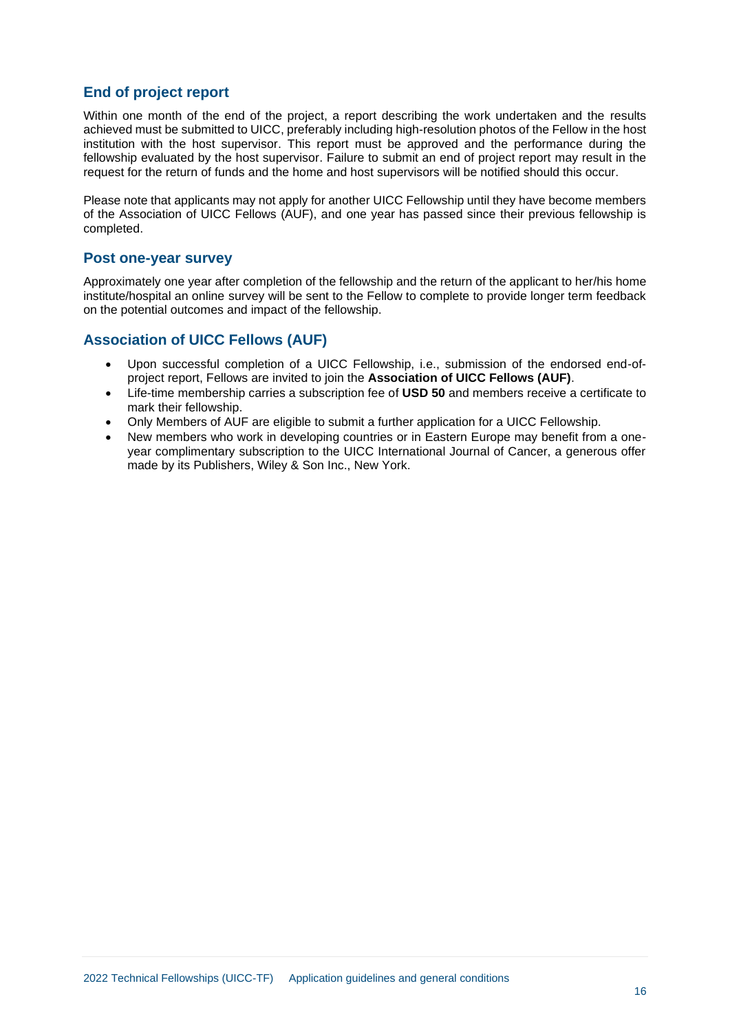## End of project report

Within one month of the end of the project, a report describing the work undertaken and the results achieved must be submitted to UICC, preferably including high-resolution photos of the Fellow in the host institution with the host supervisor. This report must be approved and the performance during the fellowship evaluated by the host supervisor. Failure to submit an end of project report may result in the request for the return of funds and the home and host supervisors will be notified should this occur.

Please note that applicants may not apply for another UICC Fellowship until they have become members of the Association of UICC Fellows (AUF), and one year has passed since their previous fellowship is completed.

## Post one-year survey

Approximately one year after completion of the fellowship and the return of the applicant to her/his home institute/hospital an online survey will be sent to the Fellow to complete to provide longer term feedback on the potential outcomes and impact of the fellowship.

## Association of UICC Fellows (AUF)

- Upon successful completion of a UICC Fellowship, i.e., submission of the endorsed end-of-project report, Fellows are invited to join the **Association of UICC Fellows (AUF)**.
- Life-time membership carries a subscription fee of **USD 50** and members receive a certificate to mark their fellowship.
- Only Members of AUF are eligible to submit a further application for a UICC Fellowship.
- New members who work in developing countries or in Eastern Europe may benefit from a one-year complimentary subscription to the UICC International Journal of Cancer, a generous offer made by its Publishers, Wiley & Son Inc., New York.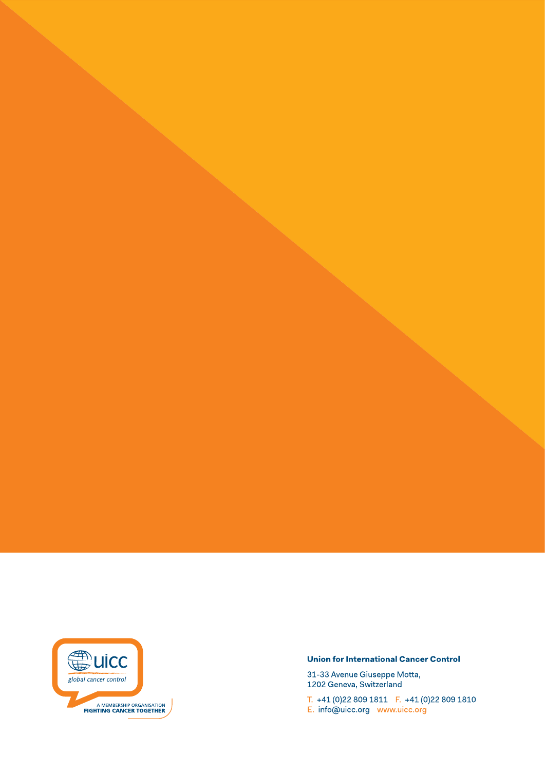uicc

global cancer control

A MEMBERSHIP ORGANISATION

FIGHTING CANCER TOGETHER

**Union for International Cancer Control**

31-33 Avenue Giuseppe Motta,
1202 Geneva, Switzerland

T. +41 (0)22 809 1811 F. +41 (0)22 809 1810
E. info@uicc.org www.uicc.org